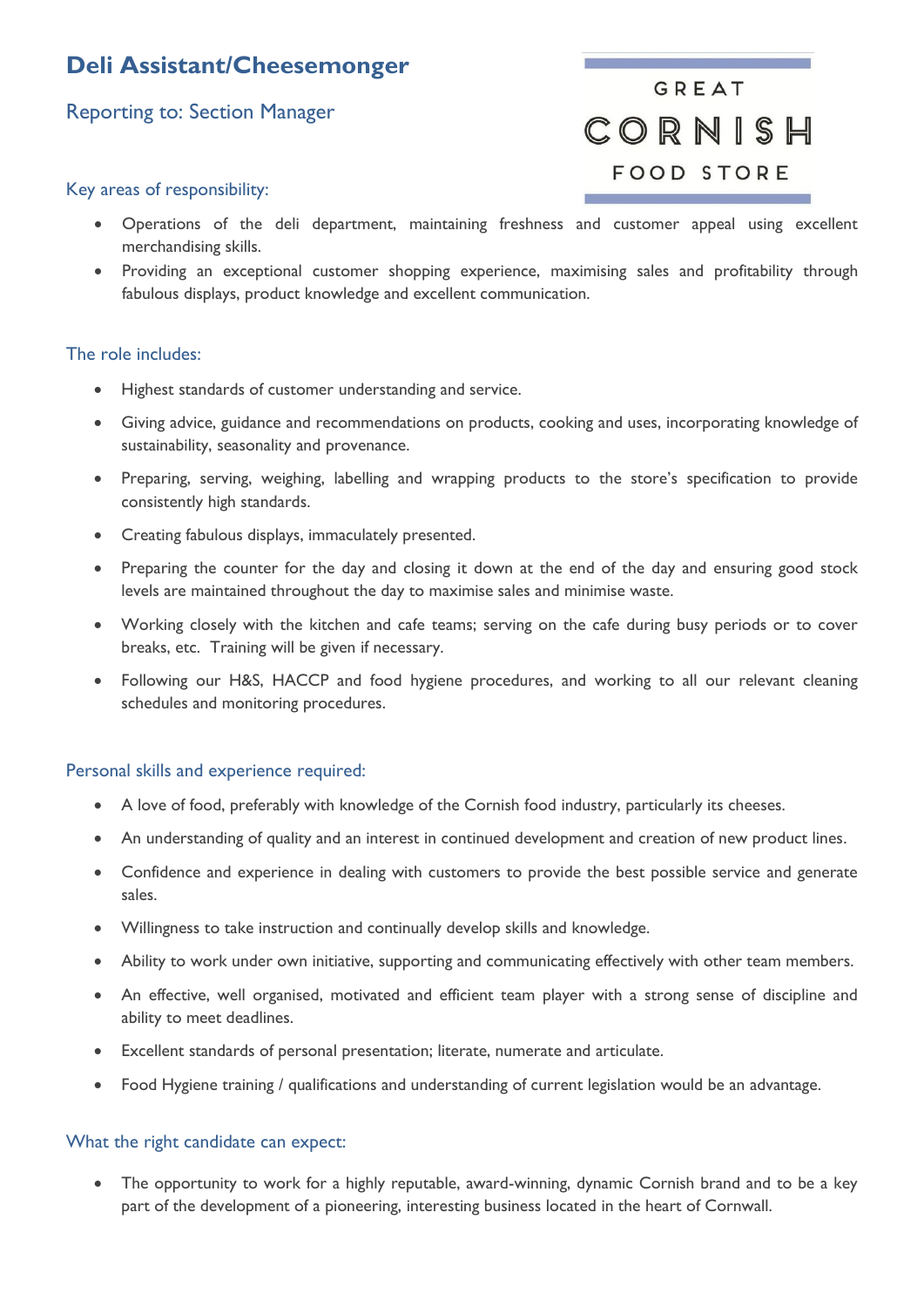# Deli Assistant/Cheesemonger

## Reporting to: Section Manager

GREAT CORNISH FOOD STORE

### Key areas of responsibility:

- Operations of the deli department, maintaining freshness and customer appeal using excellent merchandising skills.
- Providing an exceptional customer shopping experience, maximising sales and profitability through fabulous displays, product knowledge and excellent communication.

### The role includes:

- Highest standards of customer understanding and service.
- Giving advice, guidance and recommendations on products, cooking and uses, incorporating knowledge of sustainability, seasonality and provenance.
- Preparing, serving, weighing, labelling and wrapping products to the store's specification to provide consistently high standards.
- Creating fabulous displays, immaculately presented.
- Preparing the counter for the day and closing it down at the end of the day and ensuring good stock levels are maintained throughout the day to maximise sales and minimise waste.
- Working closely with the kitchen and cafe teams; serving on the cafe during busy periods or to cover breaks, etc. Training will be given if necessary.
- Following our H&S, HACCP and food hygiene procedures, and working to all our relevant cleaning schedules and monitoring procedures.

### Personal skills and experience required:

- A love of food, preferably with knowledge of the Cornish food industry, particularly its cheeses.
- An understanding of quality and an interest in continued development and creation of new product lines.
- Confidence and experience in dealing with customers to provide the best possible service and generate sales.
- Willingness to take instruction and continually develop skills and knowledge.
- Ability to work under own initiative, supporting and communicating effectively with other team members.
- An effective, well organised, motivated and efficient team player with a strong sense of discipline and ability to meet deadlines.
- Excellent standards of personal presentation; literate, numerate and articulate.
- Food Hygiene training / qualifications and understanding of current legislation would be an advantage.

### What the right candidate can expect:

- The opportunity to work for a highly reputable, award-winning, dynamic Cornish brand and to be a key part of the development of a pioneering, interesting business located in the heart of Cornwall.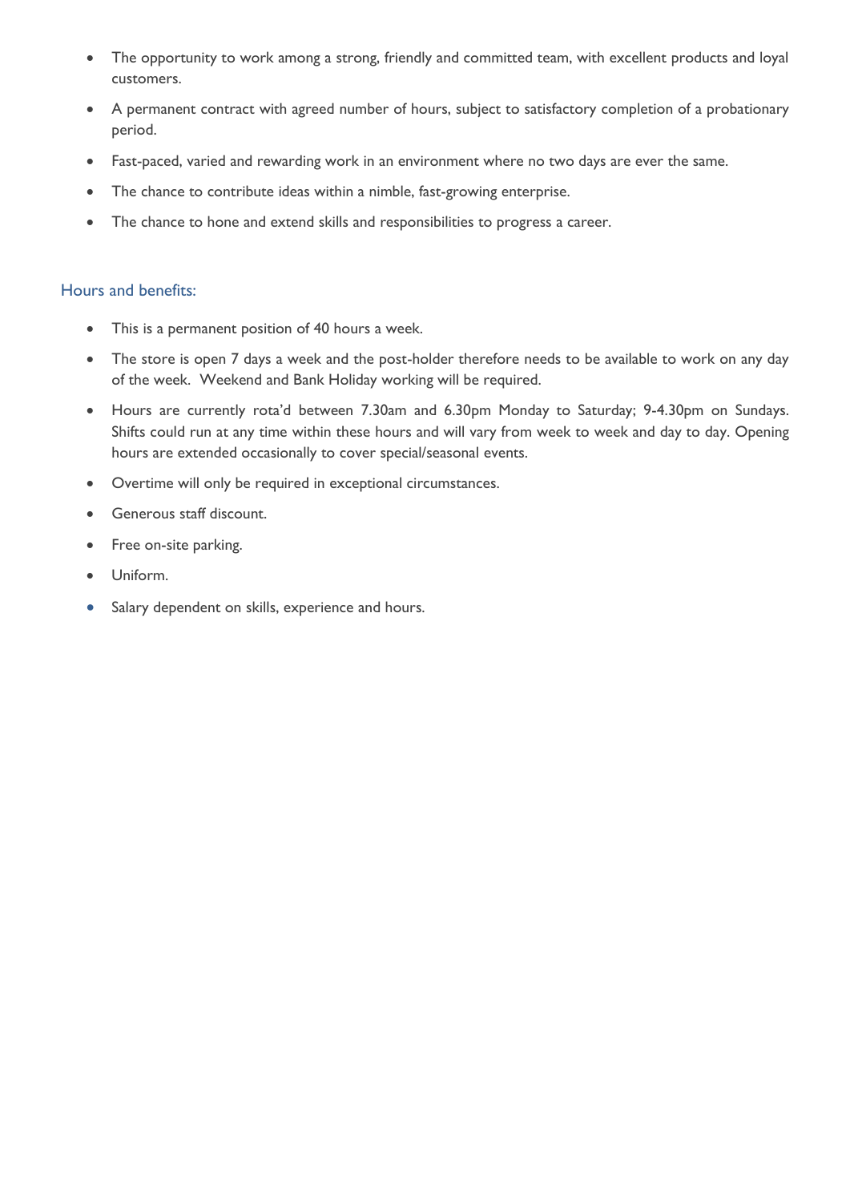- The opportunity to work among a strong, friendly and committed team, with excellent products and loyal customers.
- A permanent contract with agreed number of hours, subject to satisfactory completion of a probationary period.
- Fast-paced, varied and rewarding work in an environment where no two days are ever the same.
- The chance to contribute ideas within a nimble, fast-growing enterprise.
- The chance to hone and extend skills and responsibilities to progress a career.

## Hours and benefits:

- This is a permanent position of 40 hours a week.
- The store is open 7 days a week and the post-holder therefore needs to be available to work on any day of the week. Weekend and Bank Holiday working will be required.
- Hours are currently rota'd between 7.30am and 6.30pm Monday to Saturday; 9-4.30pm on Sundays. Shifts could run at any time within these hours and will vary from week to week and day to day. Opening hours are extended occasionally to cover special/seasonal events.
- Overtime will only be required in exceptional circumstances.
- Generous staff discount.
- Free on-site parking.
- Uniform.
- Salary dependent on skills, experience and hours.